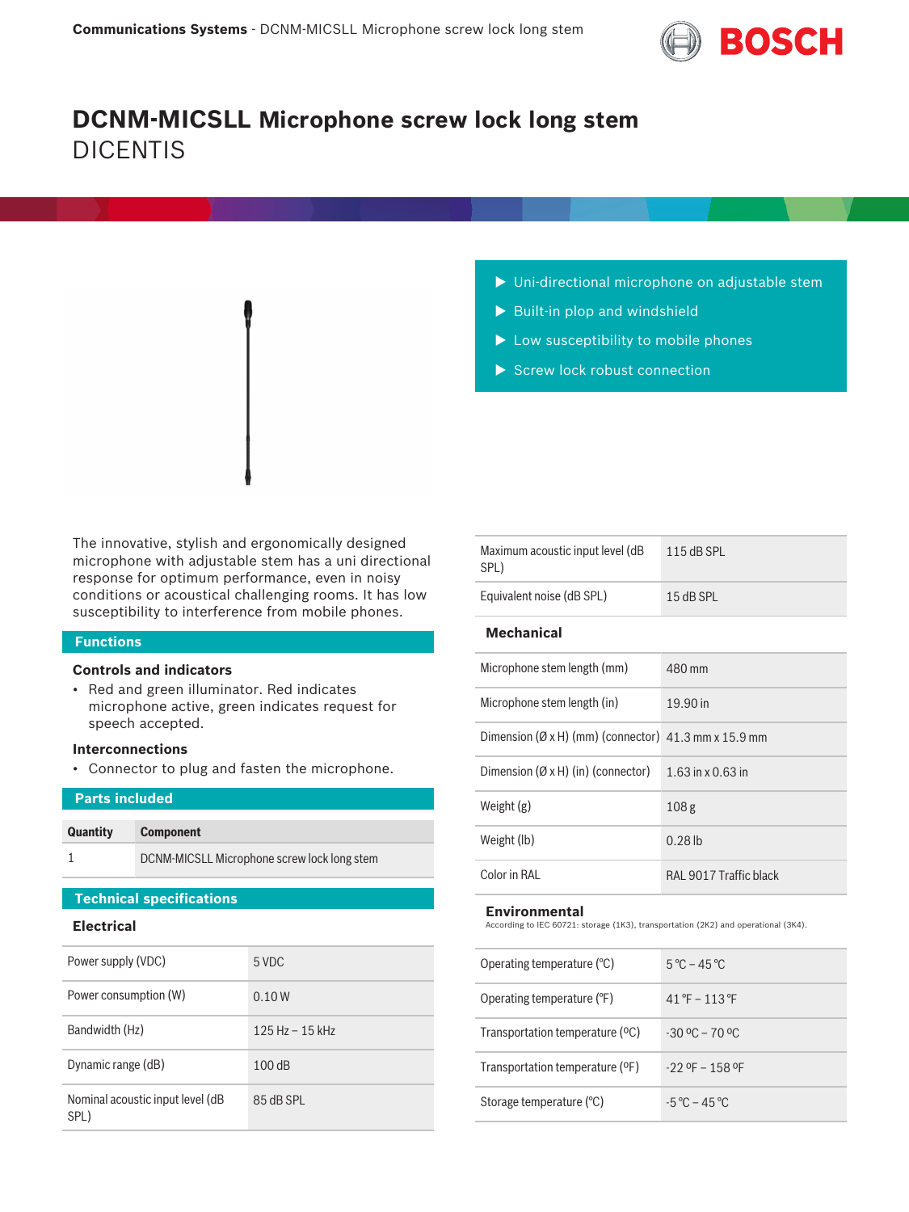# DCNM-MICSLL Microphone screw lock long stem

DICENTIS

- Uni-directional microphone on adjustable stem
- Built-in plop and windshield
- Low susceptibility to mobile phones
- Screw lock robust connection

The innovative, stylish and ergonomically designed microphone with adjustable stem has a uni directional response for optimum performance, even in noisy conditions or acoustical challenging rooms. It has low susceptibility to interference from mobile phones.

## Functions

### Controls and indicators

- Red and green illuminator. Red indicates microphone active, green indicates request for speech accepted.

### Interconnections

- Connector to plug and fasten the microphone.

## Parts included

| Quantity | Component |
| --- | --- |
| 1 | DCNM-MICSLL Microphone screw lock long stem |

## Technical specifications

### Electrical

| | |
| --- | --- |
| Power supply (VDC) | 5 VDC |
| Power consumption (W) | 0.10 W |
| Bandwidth (Hz) | 125 Hz – 15 kHz |
| Dynamic range (dB) | 100 dB |
| Nominal acoustic input level (dB SPL) | 85 dB SPL |
| Maximum acoustic input level (dB SPL) | 115 dB SPL |
| Equivalent noise (dB SPL) | 15 dB SPL |

### Mechanical

| | |
| --- | --- |
| Microphone stem length (mm) | 480 mm |
| Microphone stem length (in) | 19.90 in |
| Dimension (Ø x H) (mm) (connector) | 41.3 mm x 15.9 mm |
| Dimension (Ø x H) (in) (connector) | 1.63 in x 0.63 in |
| Weight (g) | 108 g |
| Weight (lb) | 0.28 lb |
| Color in RAL | RAL 9017 Traffic black |

### Environmental

According to IEC 60721: storage (1K3), transportation (2K2) and operational (3K4).

| | |
| --- | --- |
| Operating temperature (°C) | 5 °C – 45 °C |
| Operating temperature (°F) | 41 °F – 113 °F |
| Transportation temperature (ºC) | -30 ºC – 70 ºC |
| Transportation temperature (ºF) | -22 ºF – 158 ºF |
| Storage temperature (°C) | -5 °C – 45 °C |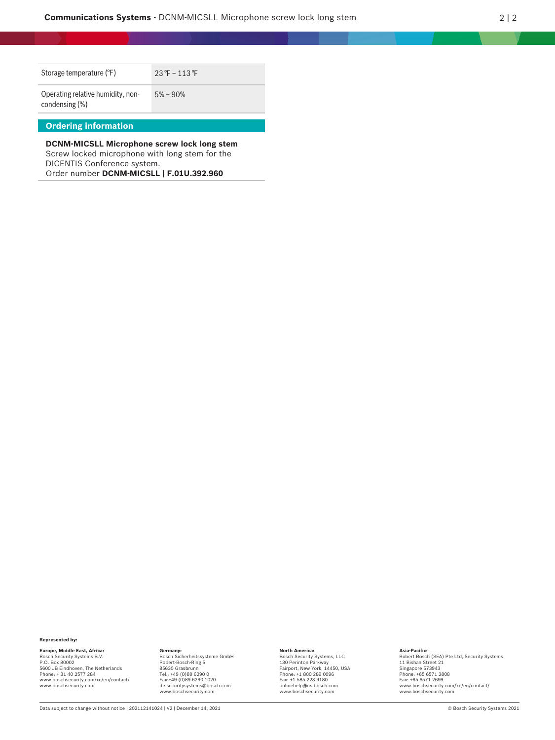| | |
|---|---|
| Storage temperature (°F) | 23 °F – 113 °F |
| Operating relative humidity, non-condensing (%) | 5% – 90% |

## Ordering information

**DCNM-MICSLL Microphone screw lock long stem**
Screw locked microphone with long stem for the DICENTIS Conference system.
Order number **DCNM-MICSLL | F.01U.392.960**

**Represented by:**

**Europe, Middle East, Africa:**
Bosch Security Systems B.V.
P.O. Box 80002
5600 JB Eindhoven, The Netherlands
Phone: + 31 40 2577 284
www.boschsecurity.com/xc/en/contact/
www.boschsecurity.com

**Germany:**
Bosch Sicherheitssysteme GmbH
Robert-Bosch-Ring 5
85630 Grasbrunn
Tel.: +49 (0)89 6290 0
Fax:+49 (0)89 6290 1020
de.securitysystems@bosch.com
www.boschsecurity.com

**North America:**
Bosch Security Systems, LLC
130 Perinton Parkway
Fairport, New York, 14450, USA
Phone: +1 800 289 0096
Fax: +1 585 223 9180
onlinehelp@us.bosch.com
www.boschsecurity.com

**Asia-Pacific:**
Robert Bosch (SEA) Pte Ltd, Security Systems
11 Bishan Street 21
Singapore 573943
Phone: +65 6571 2808
Fax: +65 6571 2699
www.boschsecurity.com/xc/en/contact/
www.boschsecurity.com

Data subject to change without notice | 202112141024 | V2 | December 14, 2021

© Bosch Security Systems 2021